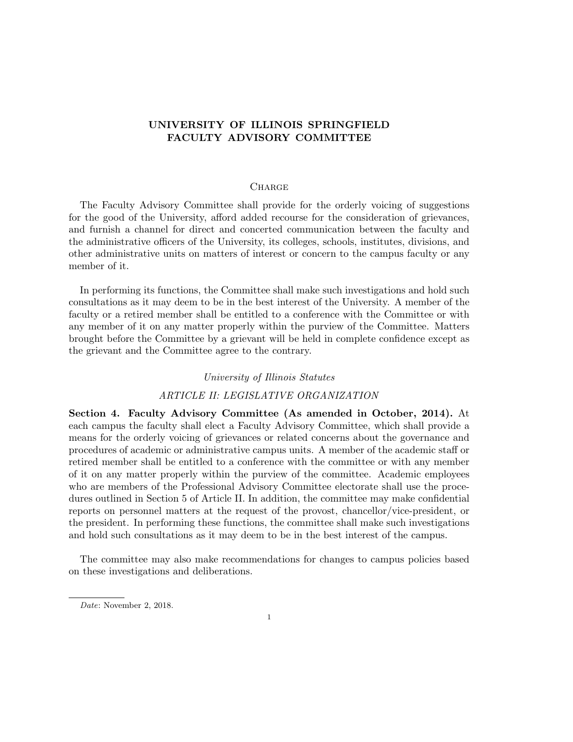# UNIVERSITY OF ILLINOIS SPRINGFIELD FACULTY ADVISORY COMMITTEE

## Charge

The Faculty Advisory Committee shall provide for the orderly voicing of suggestions for the good of the University, afford added recourse for the consideration of grievances, and furnish a channel for direct and concerted communication between the faculty and the administrative officers of the University, its colleges, schools, institutes, divisions, and other administrative units on matters of interest or concern to the campus faculty or any member of it.

In performing its functions, the Committee shall make such investigations and hold such consultations as it may deem to be in the best interest of the University. A member of the faculty or a retired member shall be entitled to a conference with the Committee or with any member of it on any matter properly within the purview of the Committee. Matters brought before the Committee by a grievant will be held in complete confidence except as the grievant and the Committee agree to the contrary.

*University of Illinois Statutes*

*ARTICLE II: LEGISLATIVE ORGANIZATION*

**Section 4. Faculty Advisory Committee (As amended in October, 2014).** At each campus the faculty shall elect a Faculty Advisory Committee, which shall provide a means for the orderly voicing of grievances or related concerns about the governance and procedures of academic or administrative campus units. A member of the academic staff or retired member shall be entitled to a conference with the committee or with any member of it on any matter properly within the purview of the committee. Academic employees who are members of the Professional Advisory Committee electorate shall use the procedures outlined in Section 5 of Article II. In addition, the committee may make confidential reports on personnel matters at the request of the provost, chancellor/vice-president, or the president. In performing these functions, the committee shall make such investigations and hold such consultations as it may deem to be in the best interest of the campus.

The committee may also make recommendations for changes to campus policies based on these investigations and deliberations.

*Date*: November 2, 2018.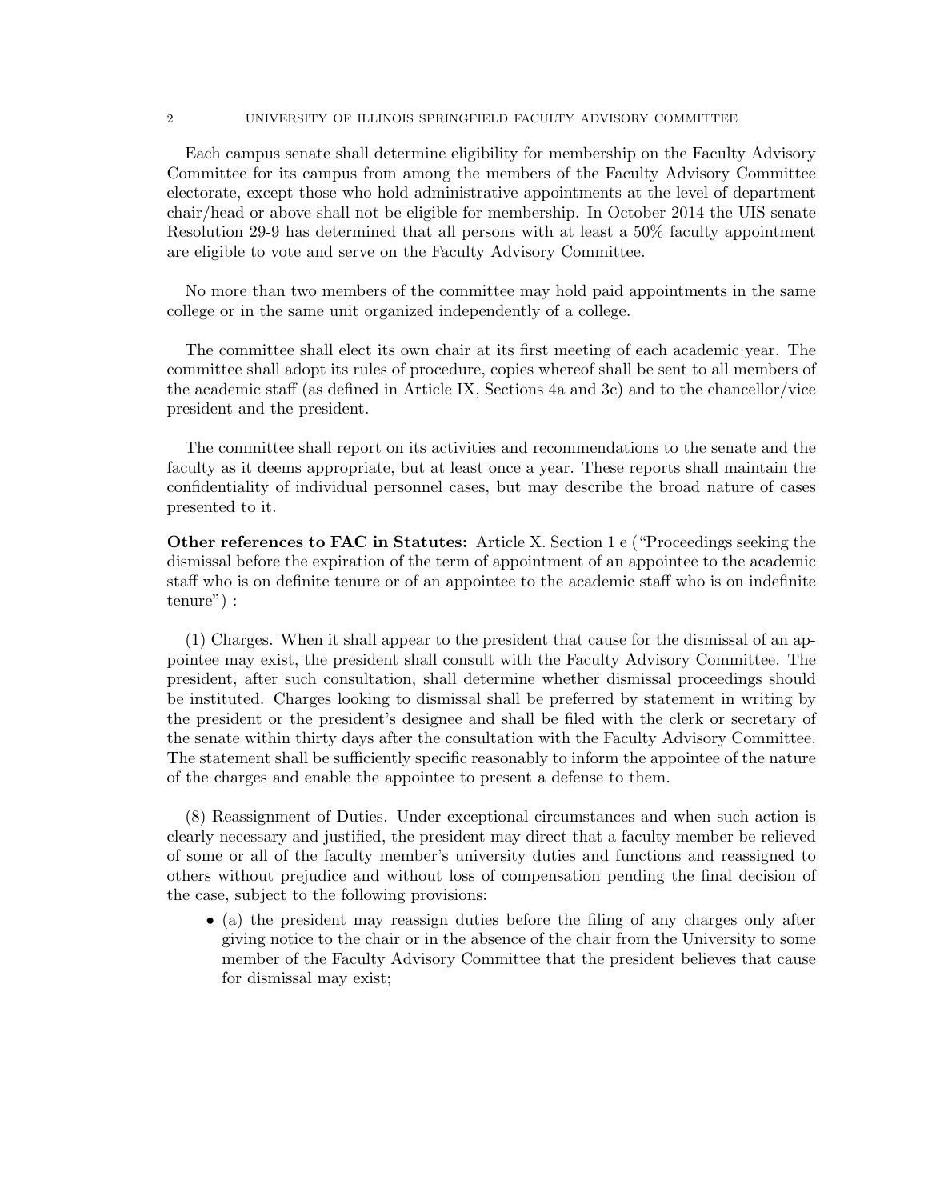Each campus senate shall determine eligibility for membership on the Faculty Advisory Committee for its campus from among the members of the Faculty Advisory Committee electorate, except those who hold administrative appointments at the level of department chair/head or above shall not be eligible for membership. In October 2014 the UIS senate Resolution 29-9 has determined that all persons with at least a 50% faculty appointment are eligible to vote and serve on the Faculty Advisory Committee.

No more than two members of the committee may hold paid appointments in the same college or in the same unit organized independently of a college.

The committee shall elect its own chair at its first meeting of each academic year. The committee shall adopt its rules of procedure, copies whereof shall be sent to all members of the academic staff (as defined in Article IX, Sections 4a and 3c) and to the chancellor/vice president and the president.

The committee shall report on its activities and recommendations to the senate and the faculty as it deems appropriate, but at least once a year. These reports shall maintain the confidentiality of individual personnel cases, but may describe the broad nature of cases presented to it.

**Other references to FAC in Statutes:** Article X. Section 1 e ("Proceedings seeking the dismissal before the expiration of the term of appointment of an appointee to the academic staff who is on definite tenure or of an appointee to the academic staff who is on indefinite tenure") :

(1) Charges. When it shall appear to the president that cause for the dismissal of an appointee may exist, the president shall consult with the Faculty Advisory Committee. The president, after such consultation, shall determine whether dismissal proceedings should be instituted. Charges looking to dismissal shall be preferred by statement in writing by the president or the president's designee and shall be filed with the clerk or secretary of the senate within thirty days after the consultation with the Faculty Advisory Committee. The statement shall be sufficiently specific reasonably to inform the appointee of the nature of the charges and enable the appointee to present a defense to them.

(8) Reassignment of Duties. Under exceptional circumstances and when such action is clearly necessary and justified, the president may direct that a faculty member be relieved of some or all of the faculty member's university duties and functions and reassigned to others without prejudice and without loss of compensation pending the final decision of the case, subject to the following provisions:

- (a) the president may reassign duties before the filing of any charges only after giving notice to the chair or in the absence of the chair from the University to some member of the Faculty Advisory Committee that the president believes that cause for dismissal may exist;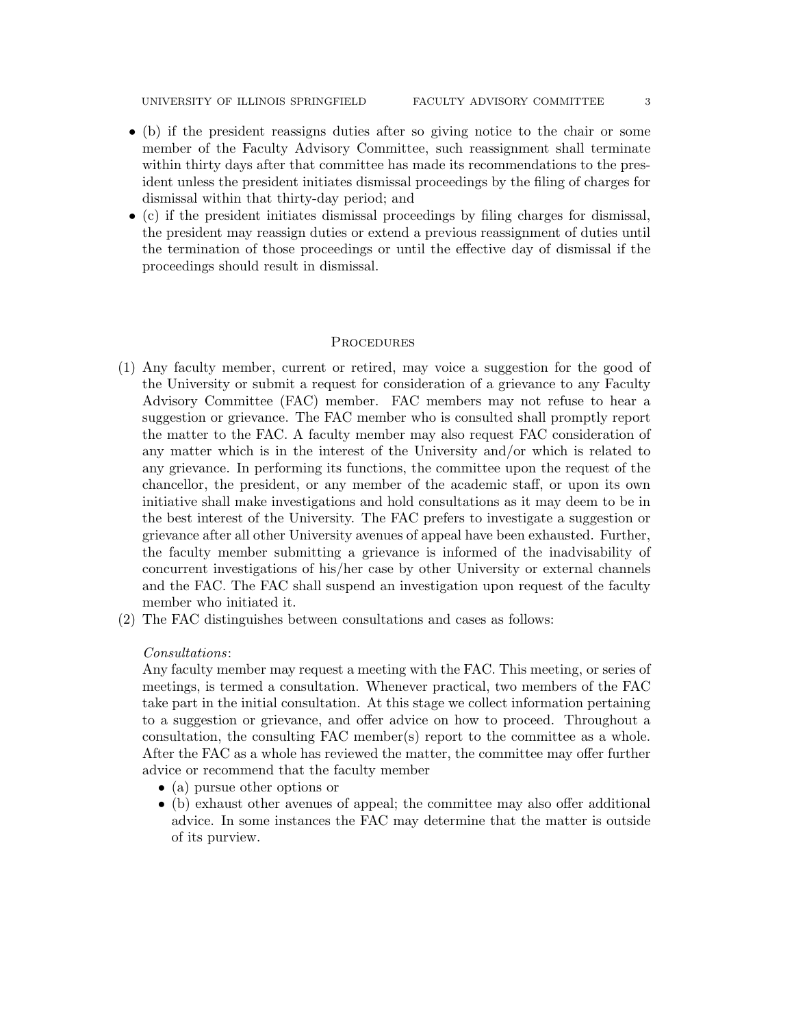- (b) if the president reassigns duties after so giving notice to the chair or some member of the Faculty Advisory Committee, such reassignment shall terminate within thirty days after that committee has made its recommendations to the president unless the president initiates dismissal proceedings by the filing of charges for dismissal within that thirty-day period; and
- (c) if the president initiates dismissal proceedings by filing charges for dismissal, the president may reassign duties or extend a previous reassignment of duties until the termination of those proceedings or until the effective day of dismissal if the proceedings should result in dismissal.

## Procedures

(1) Any faculty member, current or retired, may voice a suggestion for the good of the University or submit a request for consideration of a grievance to any Faculty Advisory Committee (FAC) member. FAC members may not refuse to hear a suggestion or grievance. The FAC member who is consulted shall promptly report the matter to the FAC. A faculty member may also request FAC consideration of any matter which is in the interest of the University and/or which is related to any grievance. In performing its functions, the committee upon the request of the chancellor, the president, or any member of the academic staff, or upon its own initiative shall make investigations and hold consultations as it may deem to be in the best interest of the University. The FAC prefers to investigate a suggestion or grievance after all other University avenues of appeal have been exhausted. Further, the faculty member submitting a grievance is informed of the inadvisability of concurrent investigations of his/her case by other University or external channels and the FAC. The FAC shall suspend an investigation upon request of the faculty member who initiated it.

(2) The FAC distinguishes between consultations and cases as follows:

*Consultations*:
Any faculty member may request a meeting with the FAC. This meeting, or series of meetings, is termed a consultation. Whenever practical, two members of the FAC take part in the initial consultation. At this stage we collect information pertaining to a suggestion or grievance, and offer advice on how to proceed. Throughout a consultation, the consulting FAC member(s) report to the committee as a whole. After the FAC as a whole has reviewed the matter, the committee may offer further advice or recommend that the faculty member

- (a) pursue other options or
- (b) exhaust other avenues of appeal; the committee may also offer additional advice. In some instances the FAC may determine that the matter is outside of its purview.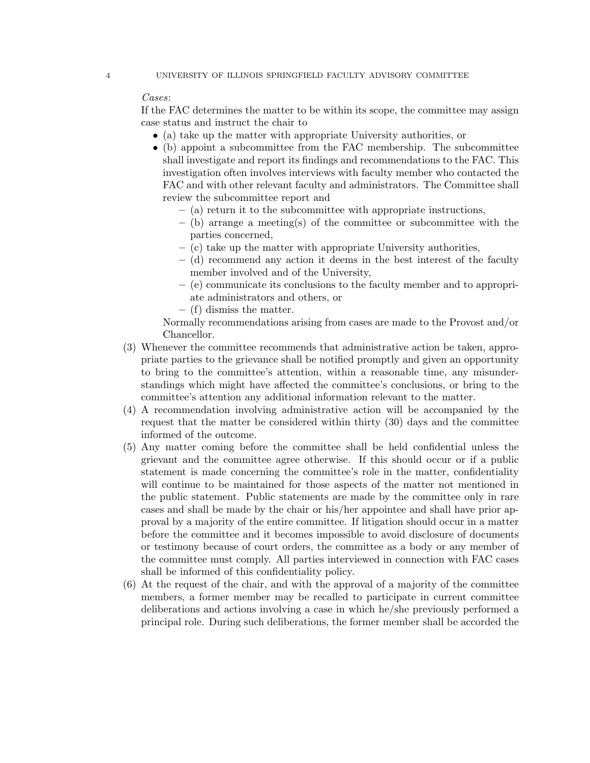*Cases*:

If the FAC determines the matter to be within its scope, the committee may assign case status and instruct the chair to

- (a) take up the matter with appropriate University authorities, or
- (b) appoint a subcommittee from the FAC membership. The subcommittee shall investigate and report its findings and recommendations to the FAC. This investigation often involves interviews with faculty member who contacted the FAC and with other relevant faculty and administrators. The Committee shall review the subcommittee report and
  - (a) return it to the subcommittee with appropriate instructions,
  - (b) arrange a meeting(s) of the committee or subcommittee with the parties concerned,
  - (c) take up the matter with appropriate University authorities,
  - (d) recommend any action it deems in the best interest of the faculty member involved and of the University,
  - (e) communicate its conclusions to the faculty member and to appropriate administrators and others, or
  - (f) dismiss the matter.

  Normally recommendations arising from cases are made to the Provost and/or Chancellor.

(3) Whenever the committee recommends that administrative action be taken, appropriate parties to the grievance shall be notified promptly and given an opportunity to bring to the committee's attention, within a reasonable time, any misunderstandings which might have affected the committee's conclusions, or bring to the committee's attention any additional information relevant to the matter.

(4) A recommendation involving administrative action will be accompanied by the request that the matter be considered within thirty (30) days and the committee informed of the outcome.

(5) Any matter coming before the committee shall be held confidential unless the grievant and the committee agree otherwise. If this should occur or if a public statement is made concerning the committee's role in the matter, confidentiality will continue to be maintained for those aspects of the matter not mentioned in the public statement. Public statements are made by the committee only in rare cases and shall be made by the chair or his/her appointee and shall have prior approval by a majority of the entire committee. If litigation should occur in a matter before the committee and it becomes impossible to avoid disclosure of documents or testimony because of court orders, the committee as a body or any member of the committee must comply. All parties interviewed in connection with FAC cases shall be informed of this confidentiality policy.

(6) At the request of the chair, and with the approval of a majority of the committee members, a former member may be recalled to participate in current committee deliberations and actions involving a case in which he/she previously performed a principal role. During such deliberations, the former member shall be accorded the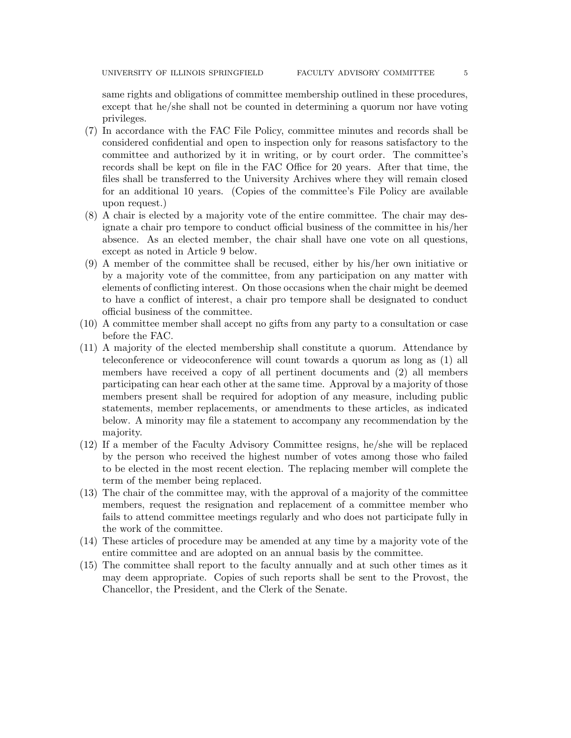same rights and obligations of committee membership outlined in these procedures, except that he/she shall not be counted in determining a quorum nor have voting privileges.

(7) In accordance with the FAC File Policy, committee minutes and records shall be considered confidential and open to inspection only for reasons satisfactory to the committee and authorized by it in writing, or by court order. The committee's records shall be kept on file in the FAC Office for 20 years. After that time, the files shall be transferred to the University Archives where they will remain closed for an additional 10 years. (Copies of the committee's File Policy are available upon request.)

(8) A chair is elected by a majority vote of the entire committee. The chair may designate a chair pro tempore to conduct official business of the committee in his/her absence. As an elected member, the chair shall have one vote on all questions, except as noted in Article 9 below.

(9) A member of the committee shall be recused, either by his/her own initiative or by a majority vote of the committee, from any participation on any matter with elements of conflicting interest. On those occasions when the chair might be deemed to have a conflict of interest, a chair pro tempore shall be designated to conduct official business of the committee.

(10) A committee member shall accept no gifts from any party to a consultation or case before the FAC.

(11) A majority of the elected membership shall constitute a quorum. Attendance by teleconference or videoconference will count towards a quorum as long as (1) all members have received a copy of all pertinent documents and (2) all members participating can hear each other at the same time. Approval by a majority of those members present shall be required for adoption of any measure, including public statements, member replacements, or amendments to these articles, as indicated below. A minority may file a statement to accompany any recommendation by the majority.

(12) If a member of the Faculty Advisory Committee resigns, he/she will be replaced by the person who received the highest number of votes among those who failed to be elected in the most recent election. The replacing member will complete the term of the member being replaced.

(13) The chair of the committee may, with the approval of a majority of the committee members, request the resignation and replacement of a committee member who fails to attend committee meetings regularly and who does not participate fully in the work of the committee.

(14) These articles of procedure may be amended at any time by a majority vote of the entire committee and are adopted on an annual basis by the committee.

(15) The committee shall report to the faculty annually and at such other times as it may deem appropriate. Copies of such reports shall be sent to the Provost, the Chancellor, the President, and the Clerk of the Senate.